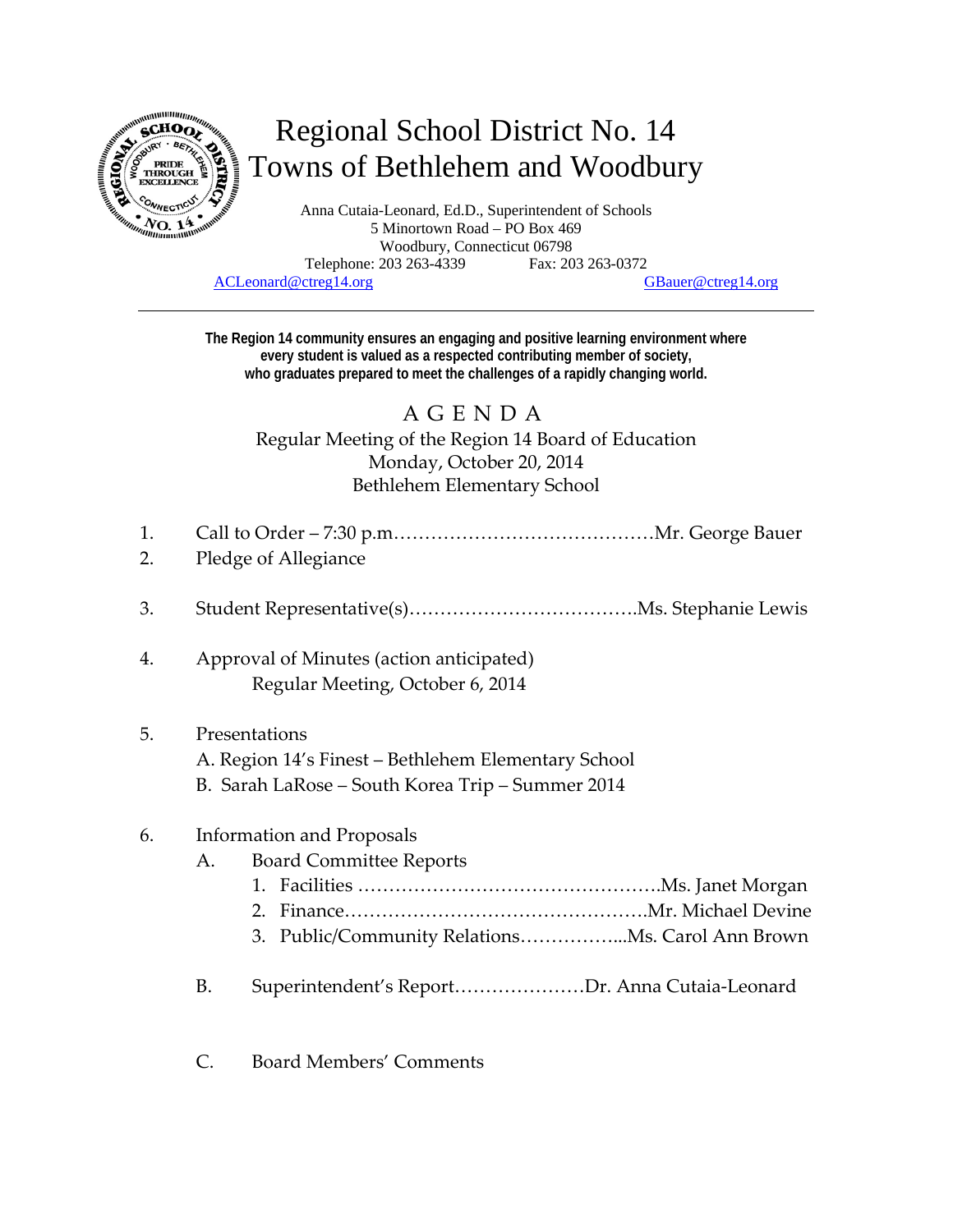# Regional School District No. 14
# Towns of Bethlehem and Woodbury

Anna Cutaia-Leonard, Ed.D., Superintendent of Schools
5 Minortown Road – PO Box 469
Woodbury, Connecticut 06798
Telephone: 203 263-4339 Fax: 203 263-0372
ACLeonard@ctreg14.org GBauer@ctreg14.org

---

**The Region 14 community ensures an engaging and positive learning environment where every student is valued as a respected contributing member of society, who graduates prepared to meet the challenges of a rapidly changing world.**

## A G E N D A

Regular Meeting of the Region 14 Board of Education
Monday, October 20, 2014
Bethlehem Elementary School

1. Call to Order – 7:30 p.m.……………………………………Mr. George Bauer
2. Pledge of Allegiance

3. Student Representative(s)……………………………….Ms. Stephanie Lewis

4. Approval of Minutes (action anticipated)
   Regular Meeting, October 6, 2014

5. Presentations
   A. Region 14's Finest – Bethlehem Elementary School
   B. Sarah LaRose – South Korea Trip – Summer 2014

6. Information and Proposals
   A. Board Committee Reports
      1. Facilities ………………………………………….Ms. Janet Morgan
      2. Finance………………………………………….Mr. Michael Devine
      3. Public/Community Relations……………...Ms. Carol Ann Brown

   B. Superintendent's Report…………………Dr. Anna Cutaia-Leonard

   C. Board Members' Comments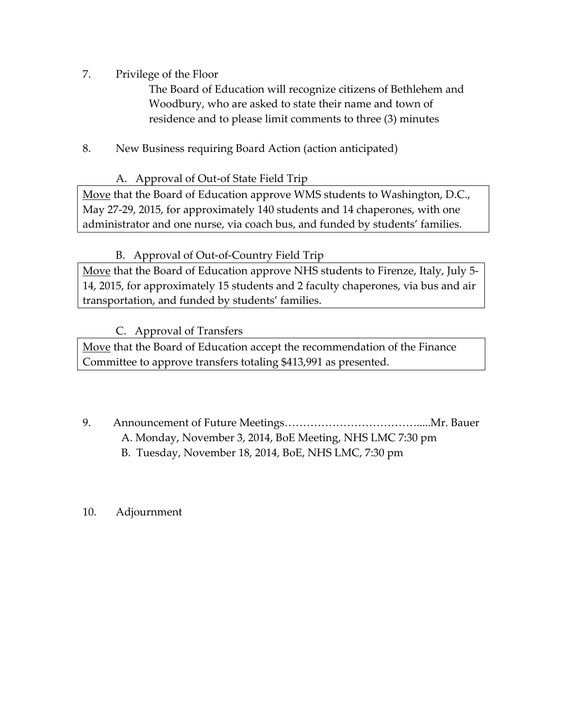7. Privilege of the Floor

   The Board of Education will recognize citizens of Bethlehem and Woodbury, who are asked to state their name and town of residence and to please limit comments to three (3) minutes

8. New Business requiring Board Action (action anticipated)

   A. Approval of Out-of State Field Trip

   Move that the Board of Education approve WMS students to Washington, D.C., May 27-29, 2015, for approximately 140 students and 14 chaperones, with one administrator and one nurse, via coach bus, and funded by students' families.

   B. Approval of Out-of-Country Field Trip

   Move that the Board of Education approve NHS students to Firenze, Italy, July 5-14, 2015, for approximately 15 students and 2 faculty chaperones, via bus and air transportation, and funded by students' families.

   C. Approval of Transfers

   Move that the Board of Education accept the recommendation of the Finance Committee to approve transfers totaling $413,991 as presented.

9. Announcement of Future Meetings…………………………………......Mr. Bauer

   A. Monday, November 3, 2014, BoE Meeting, NHS LMC 7:30 pm

   B. Tuesday, November 18, 2014, BoE, NHS LMC, 7:30 pm

10. Adjournment